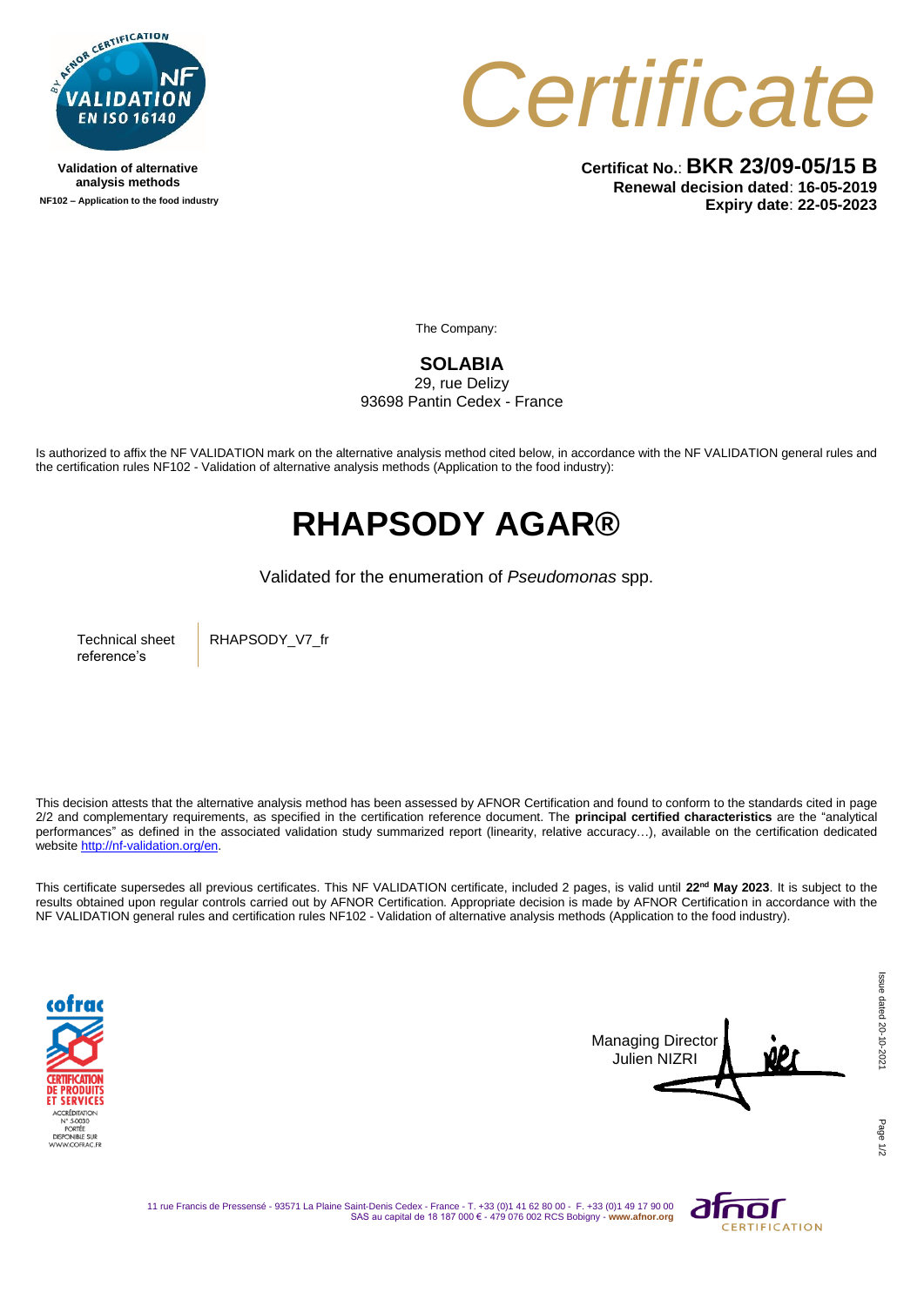Validation of alternative analysis methods
NF102 – Application to the food industry

# Certificate

**Certificat No.**: **BKR 23/09-05/15 B**
**Renewal decision dated**: **16-05-2019**
**Expiry date**: **22-05-2023**

The Company:

**SOLABIA**
29, rue Delizy
93698 Pantin Cedex - France

Is authorized to affix the NF VALIDATION mark on the alternative analysis method cited below, in accordance with the NF VALIDATION general rules and the certification rules NF102 - Validation of alternative analysis methods (Application to the food industry):

# RHAPSODY AGAR®

Validated for the enumeration of *Pseudomonas* spp.

| Technical sheet reference's | RHAPSODY_V7_fr |
|---|---|

This decision attests that the alternative analysis method has been assessed by AFNOR Certification and found to conform to the standards cited in page 2/2 and complementary requirements, as specified in the certification reference document. The **principal certified characteristics** are the "analytical performances" as defined in the associated validation study summarized report (linearity, relative accuracy…), available on the certification dedicated website http://nf-validation.org/en.

This certificate supersedes all previous certificates. This NF VALIDATION certificate, included 2 pages, is valid until **22nd May 2023**. It is subject to the results obtained upon regular controls carried out by AFNOR Certification. Appropriate decision is made by AFNOR Certification in accordance with the NF VALIDATION general rules and certification rules NF102 - Validation of alternative analysis methods (Application to the food industry).

Managing Director
Julien NIZRI

Issue dated 20-10-2021

11 rue Francis de Pressensé - 93571 La Plaine Saint-Denis Cedex - France - T. +33 (0)1 41 62 80 00 - F. +33 (0)1 49 17 90 00
SAS au capital de 18 187 000 € - 479 076 002 RCS Bobigny - www.afnor.org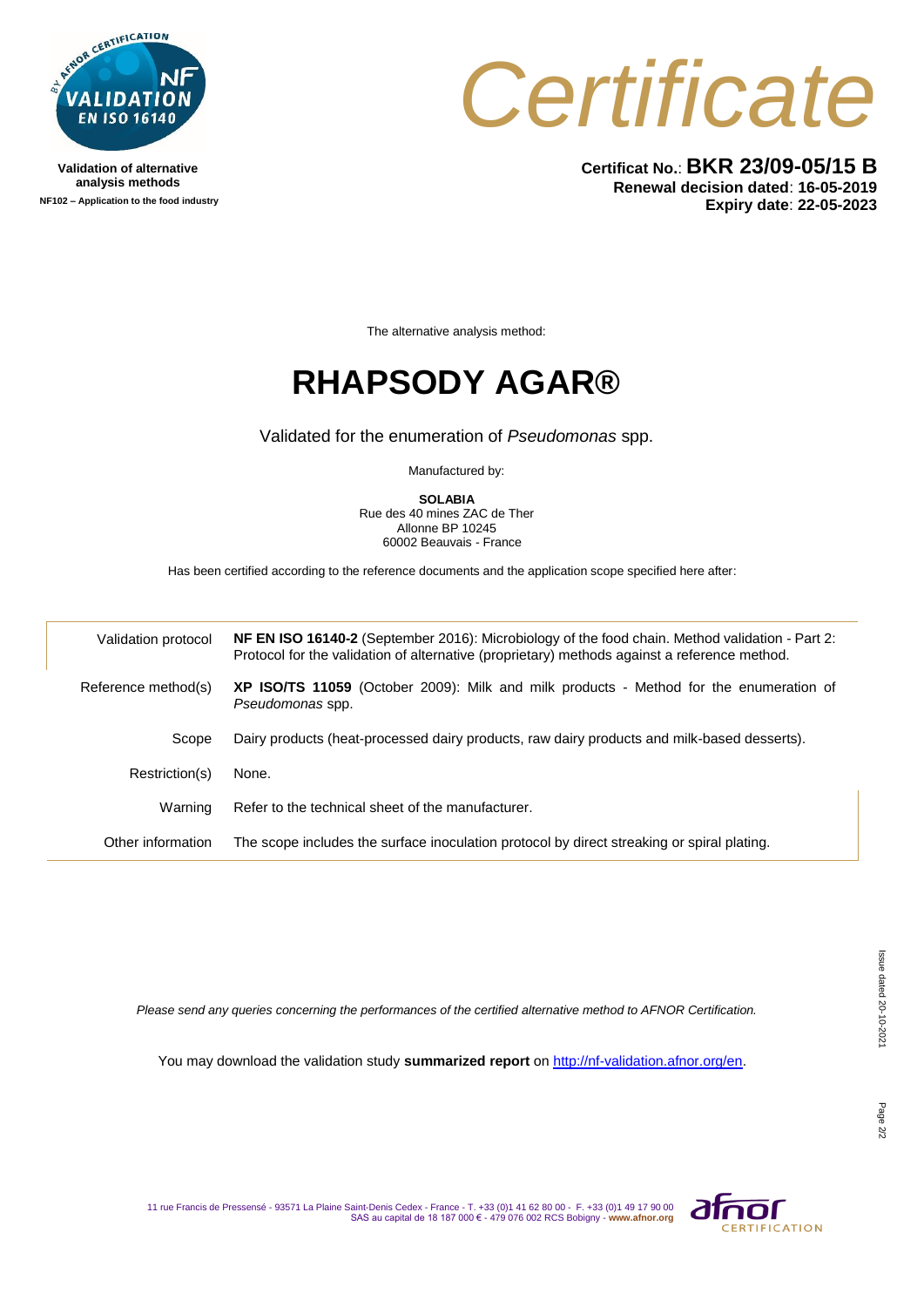Validation of alternative analysis methods

NF102 – Application to the food industry

# *Certificate*

**Certificat No.**: **BKR 23/09-05/15 B**
**Renewal decision dated**: **16-05-2019**
**Expiry date**: **22-05-2023**

The alternative analysis method:

# RHAPSODY AGAR®

Validated for the enumeration of *Pseudomonas* spp.

Manufactured by:

**SOLABIA**
Rue des 40 mines ZAC de Ther
Allonne BP 10245
60002 Beauvais - France

Has been certified according to the reference documents and the application scope specified here after:

| | |
|---|---|
| Validation protocol | **NF EN ISO 16140-2** (September 2016): Microbiology of the food chain. Method validation - Part 2: Protocol for the validation of alternative (proprietary) methods against a reference method. |
| Reference method(s) | **XP ISO/TS 11059** (October 2009): Milk and milk products - Method for the enumeration of *Pseudomonas* spp. |
| Scope | Dairy products (heat-processed dairy products, raw dairy products and milk-based desserts). |
| Restriction(s) | None. |
| Warning | Refer to the technical sheet of the manufacturer. |
| Other information | The scope includes the surface inoculation protocol by direct streaking or spiral plating. |

*Please send any queries concerning the performances of the certified alternative method to AFNOR Certification.*

You may download the validation study **summarized report** on http://nf-validation.afnor.org/en.

Issue dated 20-10-2021

11 rue Francis de Pressensé - 93571 La Plaine Saint-Denis Cedex - France - T. +33 (0)1 41 62 80 00 - F. +33 (0)1 49 17 90 00
SAS au capital de 18 187 000 € - 479 076 002 RCS Bobigny - **www.afnor.org**